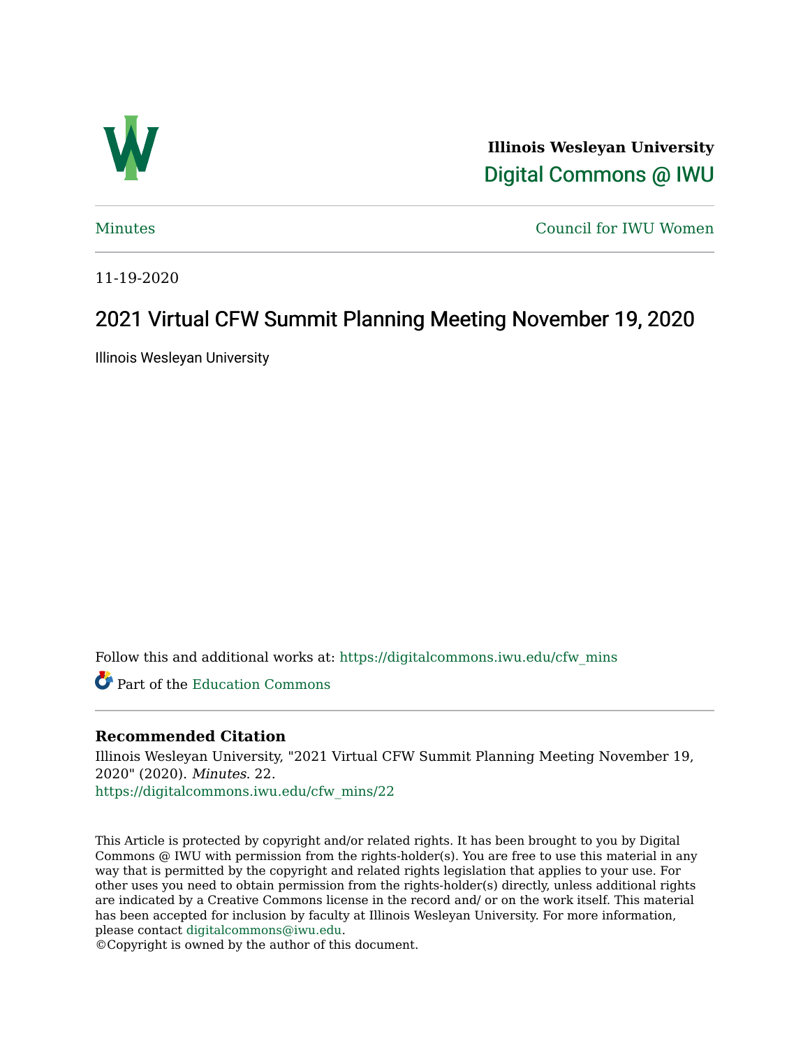**Illinois Wesleyan University**

Digital Commons @ IWU

Minutes | Council for IWU Women

11-19-2020

# 2021 Virtual CFW Summit Planning Meeting November 19, 2020

Illinois Wesleyan University

Follow this and additional works at: https://digitalcommons.iwu.edu/cfw_mins

Part of the Education Commons

### Recommended Citation

Illinois Wesleyan University, "2021 Virtual CFW Summit Planning Meeting November 19, 2020" (2020). *Minutes*. 22.
https://digitalcommons.iwu.edu/cfw_mins/22

This Article is protected by copyright and/or related rights. It has been brought to you by Digital Commons @ IWU with permission from the rights-holder(s). You are free to use this material in any way that is permitted by the copyright and related rights legislation that applies to your use. For other uses you need to obtain permission from the rights-holder(s) directly, unless additional rights are indicated by a Creative Commons license in the record and/ or on the work itself. This material has been accepted for inclusion by faculty at Illinois Wesleyan University. For more information, please contact digitalcommons@iwu.edu.
©Copyright is owned by the author of this document.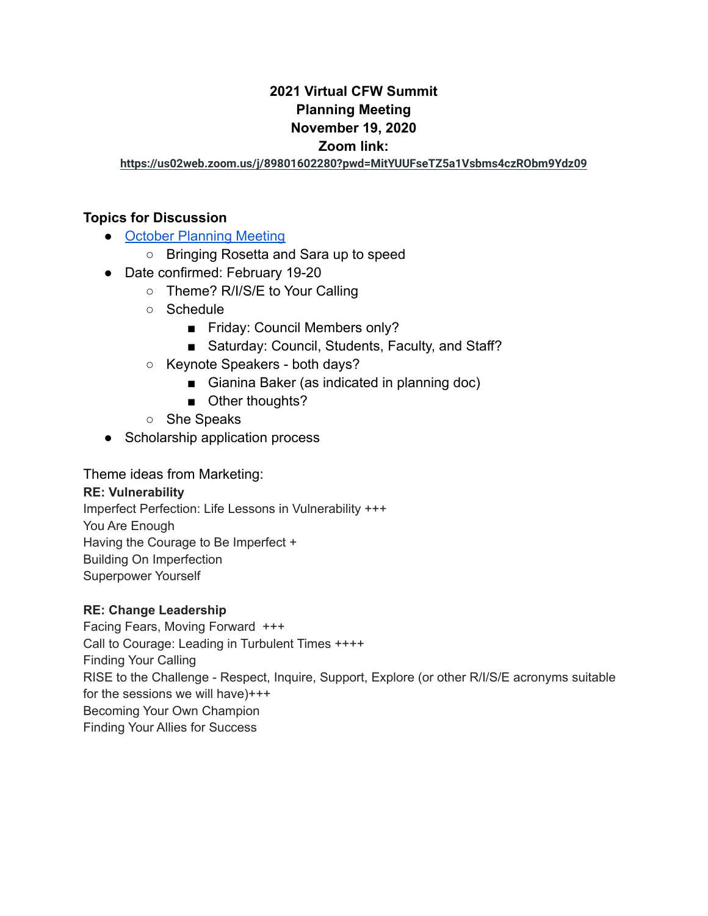**2021 Virtual CFW Summit**
**Planning Meeting**
**November 19, 2020**
**Zoom link:**
**https://us02web.zoom.us/j/89801602280?pwd=MitYUUFseTZ5a1Vsbms4czRObm9Ydz09**

## Topics for Discussion

- [October Planning Meeting]
  - Bringing Rosetta and Sara up to speed
- Date confirmed: February 19-20
  - Theme? R/I/S/E to Your Calling
  - Schedule
    - Friday: Council Members only?
    - Saturday: Council, Students, Faculty, and Staff?
  - Keynote Speakers - both days?
    - Gianina Baker (as indicated in planning doc)
    - Other thoughts?
  - She Speaks
- Scholarship application process

Theme ideas from Marketing:

**RE: Vulnerability**

Imperfect Perfection: Life Lessons in Vulnerability +++
You Are Enough
Having the Courage to Be Imperfect +
Building On Imperfection
Superpower Yourself

**RE: Change Leadership**

Facing Fears, Moving Forward +++
Call to Courage: Leading in Turbulent Times ++++
Finding Your Calling
RISE to the Challenge - Respect, Inquire, Support, Explore (or other R/I/S/E acronyms suitable for the sessions we will have)+++
Becoming Your Own Champion
Finding Your Allies for Success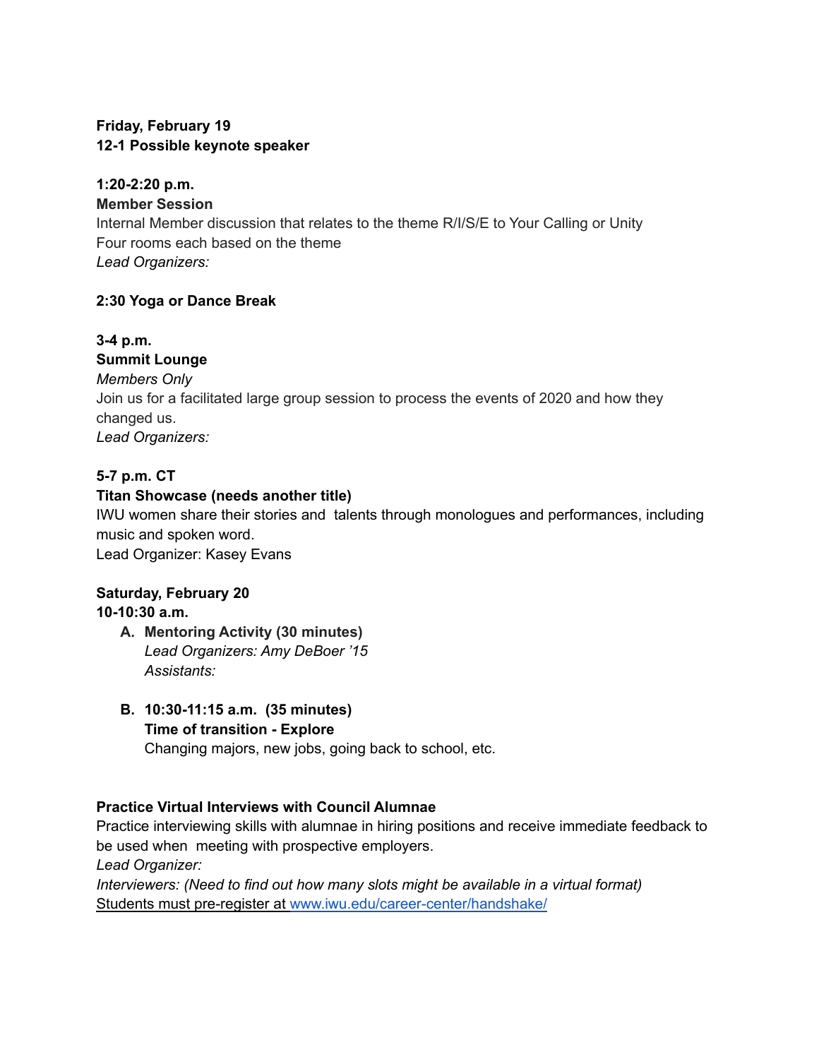**Friday, February 19**
**12-1 Possible keynote speaker**

**1:20-2:20 p.m.**
**Member Session**
Internal Member discussion that relates to the theme R/I/S/E to Your Calling or Unity
Four rooms each based on the theme
*Lead Organizers:*

**2:30 Yoga or Dance Break**

**3-4 p.m.**
**Summit Lounge**
*Members Only*
Join us for a facilitated large group session to process the events of 2020 and how they changed us.
*Lead Organizers:*

**5-7 p.m. CT**
**Titan Showcase (needs another title)**
IWU women share their stories and talents through monologues and performances, including music and spoken word.
Lead Organizer: Kasey Evans

**Saturday, February 20**
**10-10:30 a.m.**

A. **Mentoring Activity (30 minutes)**
   *Lead Organizers: Amy DeBoer '15*
   *Assistants:*

B. **10:30-11:15 a.m. (35 minutes)**
   **Time of transition - Explore**
   Changing majors, new jobs, going back to school, etc.

**Practice Virtual Interviews with Council Alumnae**
Practice interviewing skills with alumnae in hiring positions and receive immediate feedback to be used when meeting with prospective employers.
*Lead Organizer:*
*Interviewers: (Need to find out how many slots might be available in a virtual format)*
Students must pre-register at www.iwu.edu/career-center/handshake/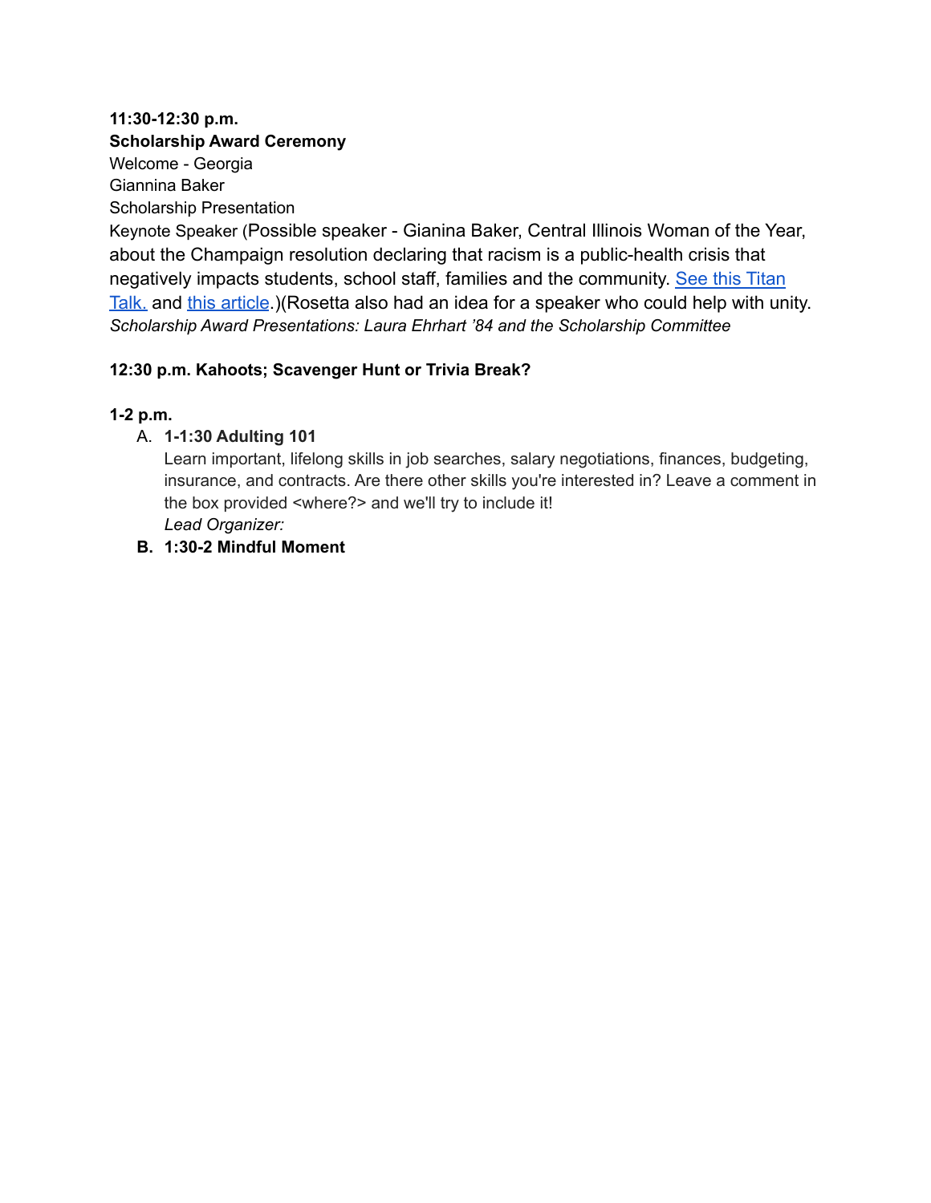**11:30-12:30 p.m.**
**Scholarship Award Ceremony**
Welcome - Georgia
Giannina Baker
Scholarship Presentation
Keynote Speaker (Possible speaker - Gianina Baker, Central Illinois Woman of the Year, about the Champaign resolution declaring that racism is a public-health crisis that negatively impacts students, school staff, families and the community. See this Titan Talk. and this article.)(Rosetta also had an idea for a speaker who could help with unity.
*Scholarship Award Presentations: Laura Ehrhart '84 and the Scholarship Committee*

**12:30 p.m. Kahoots; Scavenger Hunt or Trivia Break?**

**1-2 p.m.**

A. **1-1:30 Adulting 101**
   Learn important, lifelong skills in job searches, salary negotiations, finances, budgeting, insurance, and contracts. Are there other skills you're interested in? Leave a comment in the box provided <where?> and we'll try to include it!
   *Lead Organizer:*

**B. 1:30-2 Mindful Moment**